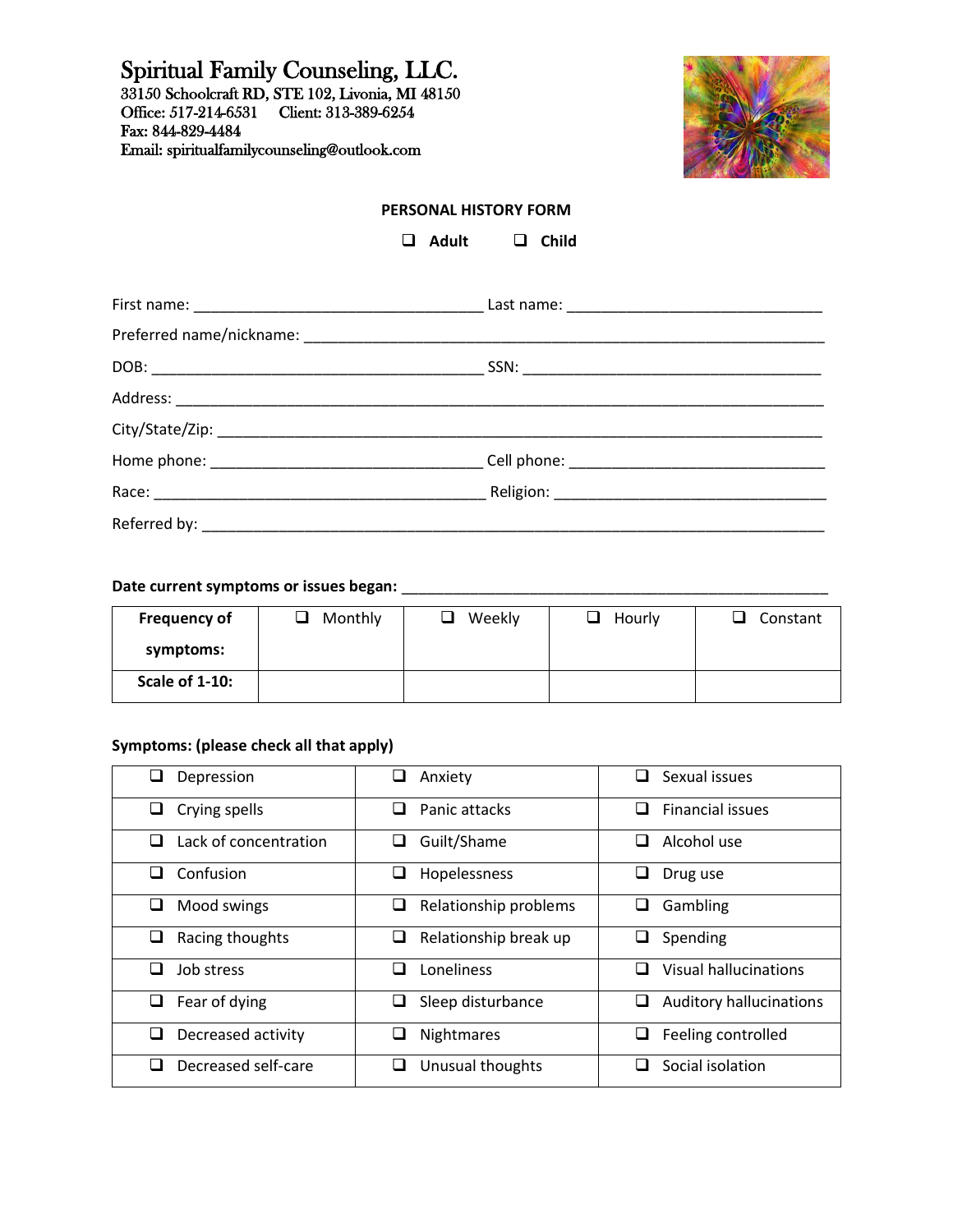# Spiritual Family Counseling, LLC.

33150 Schoolcraft RD, STE 102, Livonia, MI 48150
Office: 517-214-6531 Client: 313-389-6254
Fax: 844-829-4484
Email: spiritualfamilycounseling@outlook.com

## PERSONAL HISTORY FORM

❑ Adult ❑ Child

First name: ___________________________________ Last name: _______________________________

Preferred name/nickname: _________________________________________________________________

DOB: _________________________________________ SSN: ____________________________________

Address: _______________________________________________________________________________

City/State/Zip: ___________________________________________________________________________

Home phone: _________________________________ Cell phone: _______________________________

Race: _________________________________________ Religion: _________________________________

Referred by: _____________________________________________________________________________

**Date current symptoms or issues began:** _____________________________________________________

| Frequency of symptoms: | ❑ Monthly | ❑ Weekly | ❑ Hourly | ❑ Constant |
|---|---|---|---|---|
| **Scale of 1-10:** | | | | |

**Symptoms: (please check all that apply)**

| | | |
|---|---|---|
| ❑ Depression | ❑ Anxiety | ❑ Sexual issues |
| ❑ Crying spells | ❑ Panic attacks | ❑ Financial issues |
| ❑ Lack of concentration | ❑ Guilt/Shame | ❑ Alcohol use |
| ❑ Confusion | ❑ Hopelessness | ❑ Drug use |
| ❑ Mood swings | ❑ Relationship problems | ❑ Gambling |
| ❑ Racing thoughts | ❑ Relationship break up | ❑ Spending |
| ❑ Job stress | ❑ Loneliness | ❑ Visual hallucinations |
| ❑ Fear of dying | ❑ Sleep disturbance | ❑ Auditory hallucinations |
| ❑ Decreased activity | ❑ Nightmares | ❑ Feeling controlled |
| ❑ Decreased self-care | ❑ Unusual thoughts | ❑ Social isolation |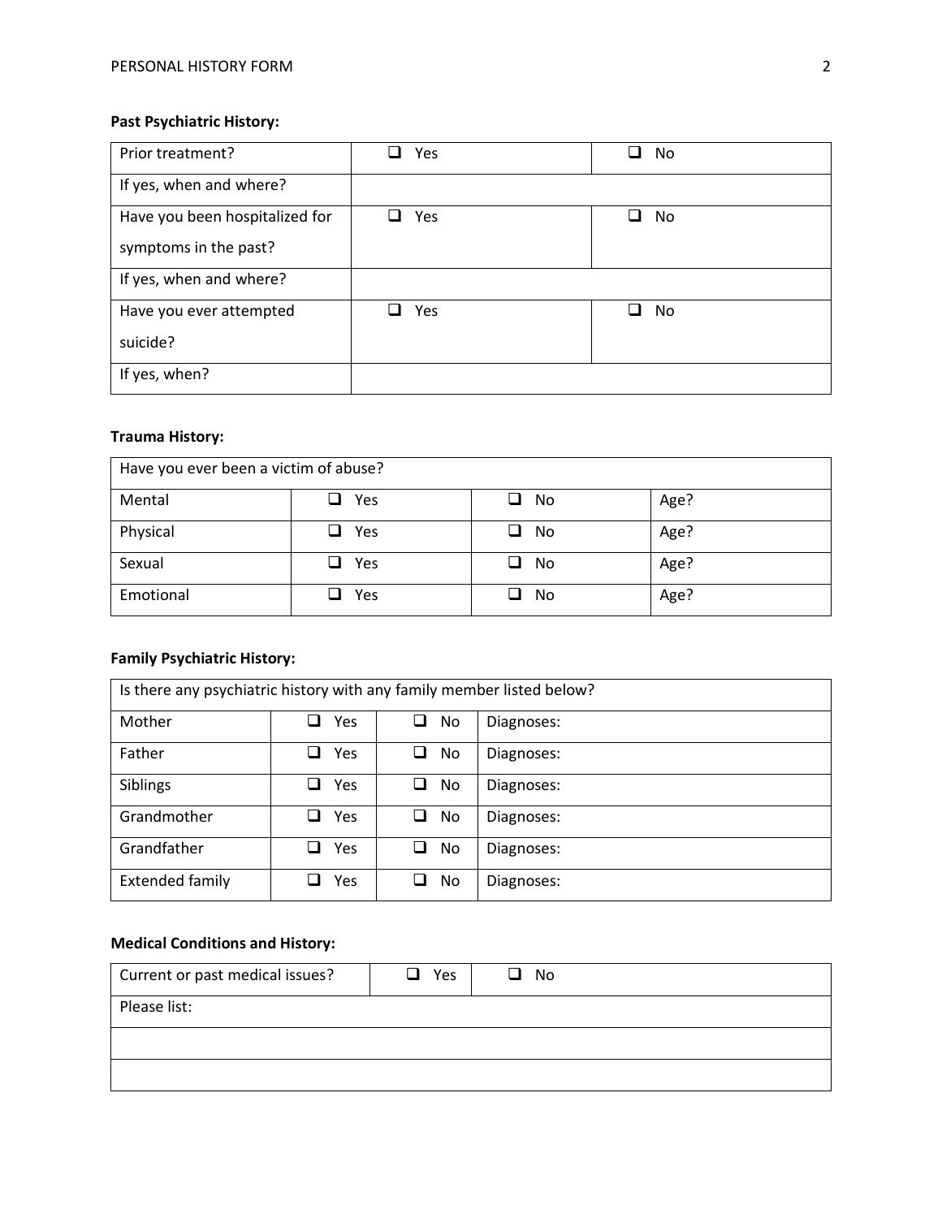**Past Psychiatric History:**

| Prior treatment? | ❑ Yes | ❑ No |
|---|---|---|
| If yes, when and where? | | |
| Have you been hospitalized for symptoms in the past? | ❑ Yes | ❑ No |
| If yes, when and where? | | |
| Have you ever attempted suicide? | ❑ Yes | ❑ No |
| If yes, when? | | |

**Trauma History:**

| Have you ever been a victim of abuse? | | | |
|---|---|---|---|
| Mental | ❑ Yes | ❑ No | Age? |
| Physical | ❑ Yes | ❑ No | Age? |
| Sexual | ❑ Yes | ❑ No | Age? |
| Emotional | ❑ Yes | ❑ No | Age? |

**Family Psychiatric History:**

| Is there any psychiatric history with any family member listed below? | | | |
|---|---|---|---|
| Mother | ❑ Yes | ❑ No | Diagnoses: |
| Father | ❑ Yes | ❑ No | Diagnoses: |
| Siblings | ❑ Yes | ❑ No | Diagnoses: |
| Grandmother | ❑ Yes | ❑ No | Diagnoses: |
| Grandfather | ❑ Yes | ❑ No | Diagnoses: |
| Extended family | ❑ Yes | ❑ No | Diagnoses: |

**Medical Conditions and History:**

| Current or past medical issues? | ❑ Yes | ❑ No |
|---|---|---|
| Please list: | | |
| | | |
| | | |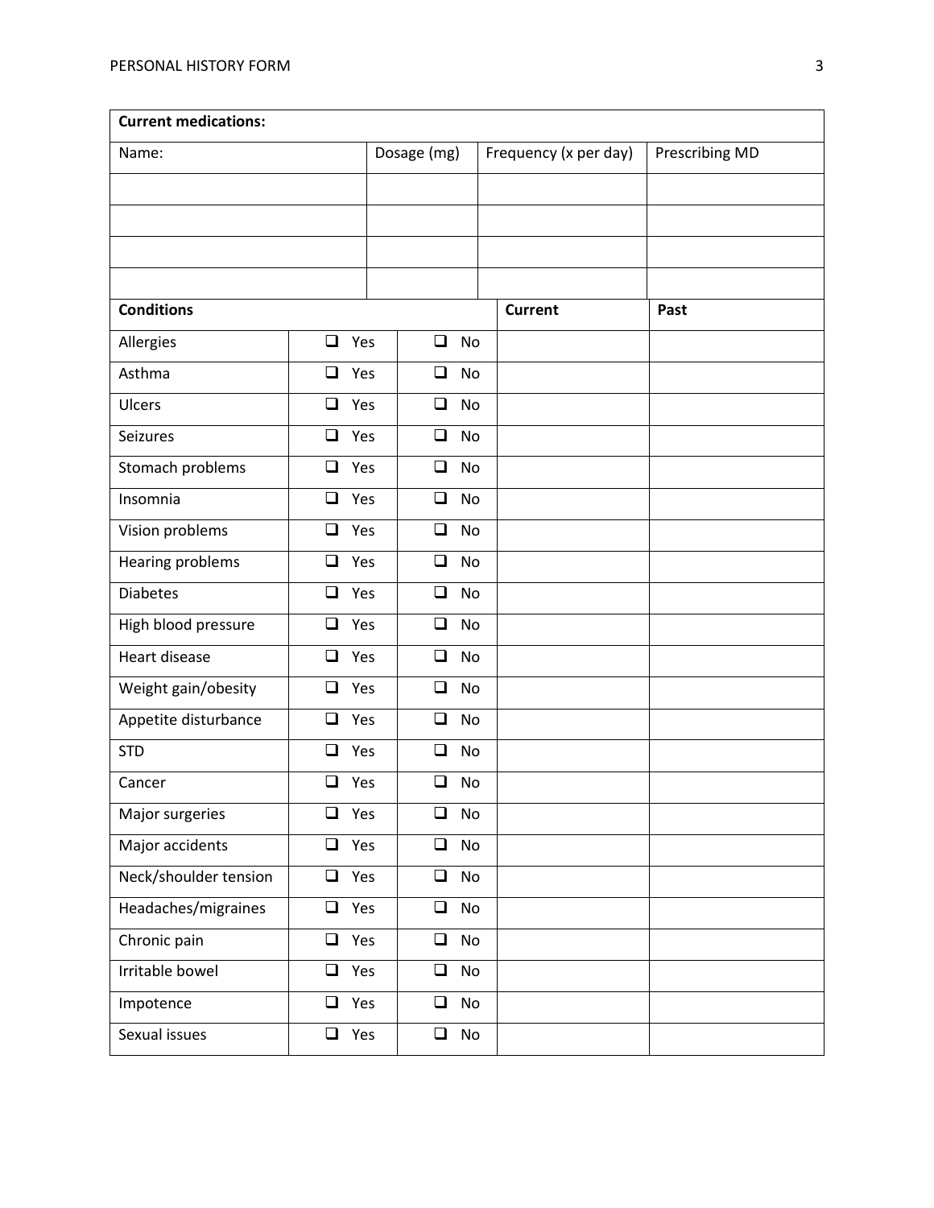| **Current medications:** | | | |
|---|---|---|---|
| Name: | Dosage (mg) | Frequency (x per day) | Prescribing MD |
| | | | |
| | | | |
| | | | |
| | | | |

| **Conditions** | | | **Current** | **Past** |
|---|---|---|---|---|
| Allergies | ❑ Yes | ❑ No | | |
| Asthma | ❑ Yes | ❑ No | | |
| Ulcers | ❑ Yes | ❑ No | | |
| Seizures | ❑ Yes | ❑ No | | |
| Stomach problems | ❑ Yes | ❑ No | | |
| Insomnia | ❑ Yes | ❑ No | | |
| Vision problems | ❑ Yes | ❑ No | | |
| Hearing problems | ❑ Yes | ❑ No | | |
| Diabetes | ❑ Yes | ❑ No | | |
| High blood pressure | ❑ Yes | ❑ No | | |
| Heart disease | ❑ Yes | ❑ No | | |
| Weight gain/obesity | ❑ Yes | ❑ No | | |
| Appetite disturbance | ❑ Yes | ❑ No | | |
| STD | ❑ Yes | ❑ No | | |
| Cancer | ❑ Yes | ❑ No | | |
| Major surgeries | ❑ Yes | ❑ No | | |
| Major accidents | ❑ Yes | ❑ No | | |
| Neck/shoulder tension | ❑ Yes | ❑ No | | |
| Headaches/migraines | ❑ Yes | ❑ No | | |
| Chronic pain | ❑ Yes | ❑ No | | |
| Irritable bowel | ❑ Yes | ❑ No | | |
| Impotence | ❑ Yes | ❑ No | | |
| Sexual issues | ❑ Yes | ❑ No | | |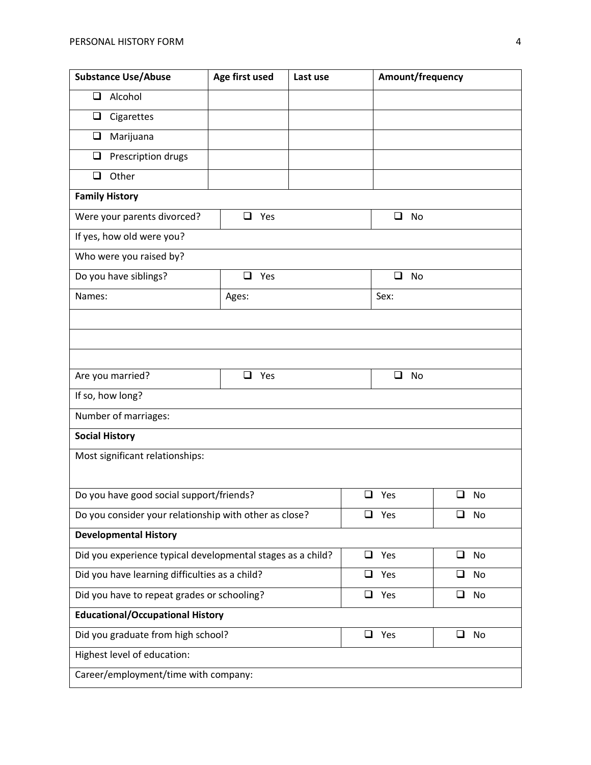| Substance Use/Abuse | Age first used | Last use | Amount/frequency |
|---|---|---|---|
| ❑ Alcohol | | | |
| ❑ Cigarettes | | | |
| ❑ Marijuana | | | |
| ❑ Prescription drugs | | | |
| ❑ Other | | | |

| **Family History** | | |
|---|---|---|
| Were your parents divorced? | ❑ Yes | ❑ No |
| If yes, how old were you? | | |
| Who were you raised by? | | |
| Do you have siblings? | ❑ Yes | ❑ No |
| Names: | Ages: | Sex: |
| | | |
| | | |
| | | |
| Are you married? | ❑ Yes | ❑ No |
| If so, how long? | | |
| Number of marriages: | | |

| **Social History** | | |
|---|---|---|
| Most significant relationships: | | |
| Do you have good social support/friends? | ❑ Yes | ❑ No |
| Do you consider your relationship with other as close? | ❑ Yes | ❑ No |

| **Developmental History** | | |
|---|---|---|
| Did you experience typical developmental stages as a child? | ❑ Yes | ❑ No |
| Did you have learning difficulties as a child? | ❑ Yes | ❑ No |
| Did you have to repeat grades or schooling? | ❑ Yes | ❑ No |

| **Educational/Occupational History** | | |
|---|---|---|
| Did you graduate from high school? | ❑ Yes | ❑ No |
| Highest level of education: | | |
| Career/employment/time with company: | | |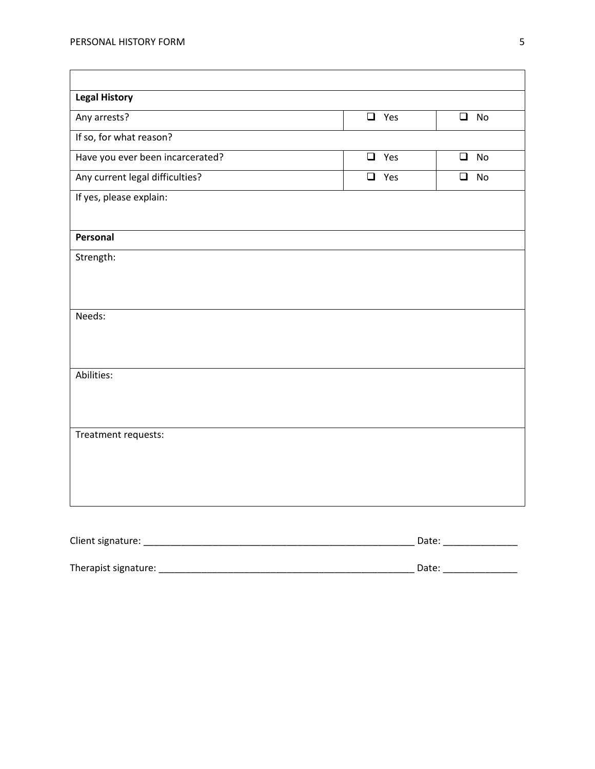| | | |
|---|---|---|
| **Legal History** | | |
| Any arrests? | ❑ Yes | ❑ No |
| If so, for what reason? | | |
| Have you ever been incarcerated? | ❑ Yes | ❑ No |
| Any current legal difficulties? | ❑ Yes | ❑ No |
| If yes, please explain: | | |
| **Personal** | | |
| Strength: | | |
| Needs: | | |
| Abilities: | | |
| Treatment requests: | | |

Client signature: ______________________________________________________ Date: ______________

Therapist signature: ___________________________________________________ Date: ______________